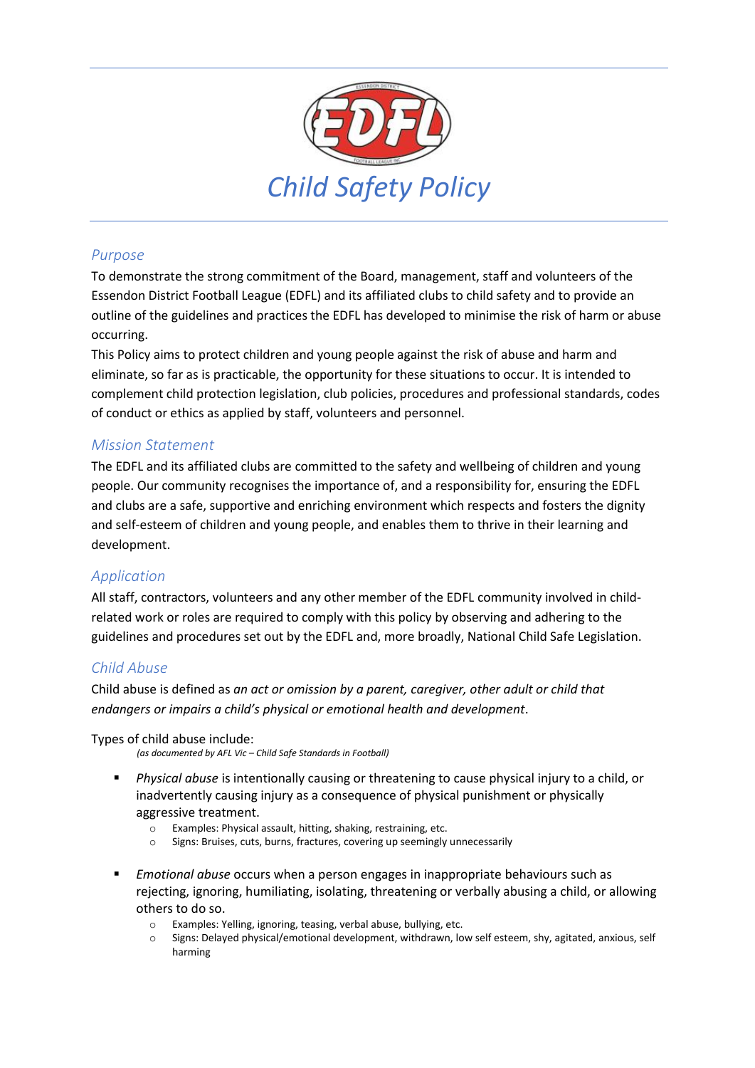# Child Safety Policy

## Purpose

To demonstrate the strong commitment of the Board, management, staff and volunteers of the Essendon District Football League (EDFL) and its affiliated clubs to child safety and to provide an outline of the guidelines and practices the EDFL has developed to minimise the risk of harm or abuse occurring.

This Policy aims to protect children and young people against the risk of abuse and harm and eliminate, so far as is practicable, the opportunity for these situations to occur. It is intended to complement child protection legislation, club policies, procedures and professional standards, codes of conduct or ethics as applied by staff, volunteers and personnel.

## Mission Statement

The EDFL and its affiliated clubs are committed to the safety and wellbeing of children and young people. Our community recognises the importance of, and a responsibility for, ensuring the EDFL and clubs are a safe, supportive and enriching environment which respects and fosters the dignity and self-esteem of children and young people, and enables them to thrive in their learning and development.

## Application

All staff, contractors, volunteers and any other member of the EDFL community involved in child-related work or roles are required to comply with this policy by observing and adhering to the guidelines and procedures set out by the EDFL and, more broadly, National Child Safe Legislation.

## Child Abuse

Child abuse is defined as *an act or omission by a parent, caregiver, other adult or child that endangers or impairs a child's physical or emotional health and development*.

Types of child abuse include:
*(as documented by AFL Vic – Child Safe Standards in Football)*

- *Physical abuse* is intentionally causing or threatening to cause physical injury to a child, or inadvertently causing injury as a consequence of physical punishment or physically aggressive treatment.
    - Examples: Physical assault, hitting, shaking, restraining, etc.
    - Signs: Bruises, cuts, burns, fractures, covering up seemingly unnecessarily

- *Emotional abuse* occurs when a person engages in inappropriate behaviours such as rejecting, ignoring, humiliating, isolating, threatening or verbally abusing a child, or allowing others to do so.
    - Examples: Yelling, ignoring, teasing, verbal abuse, bullying, etc.
    - Signs: Delayed physical/emotional development, withdrawn, low self esteem, shy, agitated, anxious, self harming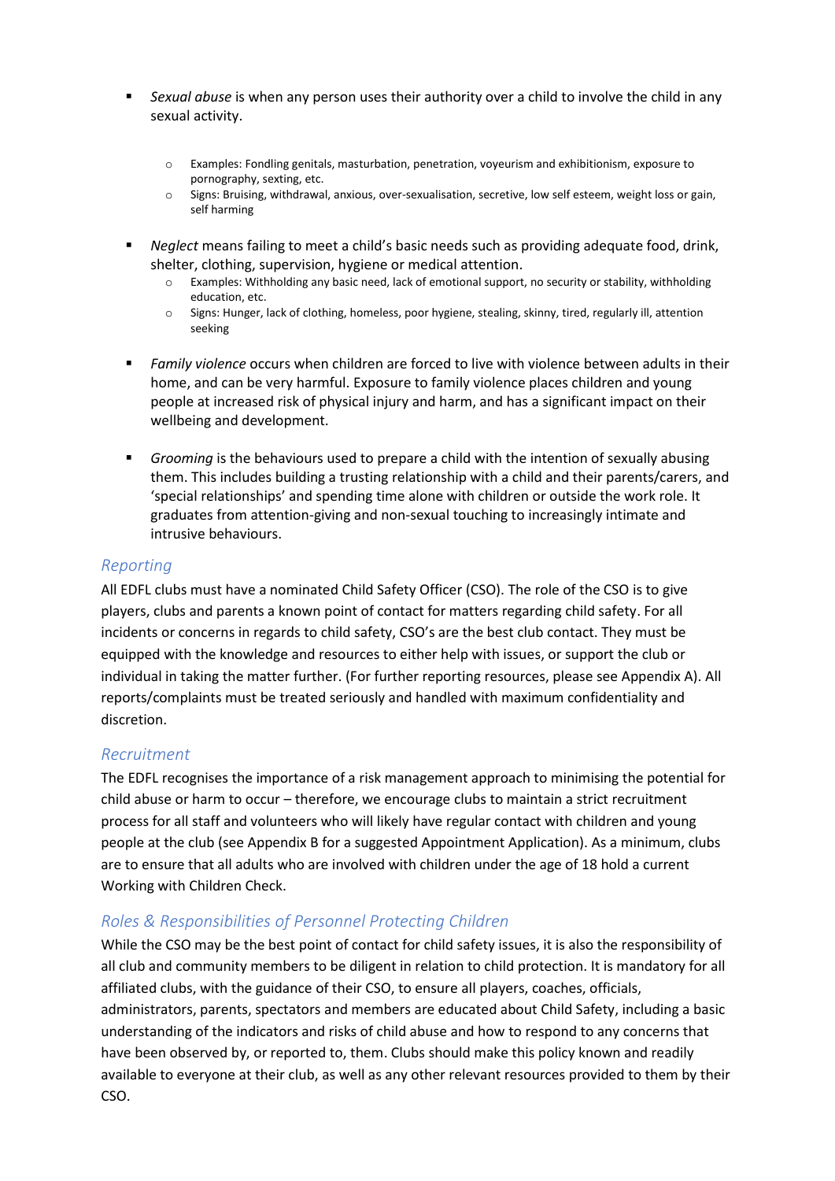- *Sexual abuse* is when any person uses their authority over a child to involve the child in any sexual activity.

  - Examples: Fondling genitals, masturbation, penetration, voyeurism and exhibitionism, exposure to pornography, sexting, etc.
  - Signs: Bruising, withdrawal, anxious, over-sexualisation, secretive, low self esteem, weight loss or gain, self harming

- *Neglect* means failing to meet a child's basic needs such as providing adequate food, drink, shelter, clothing, supervision, hygiene or medical attention.
  - Examples: Withholding any basic need, lack of emotional support, no security or stability, withholding education, etc.
  - Signs: Hunger, lack of clothing, homeless, poor hygiene, stealing, skinny, tired, regularly ill, attention seeking

- *Family violence* occurs when children are forced to live with violence between adults in their home, and can be very harmful. Exposure to family violence places children and young people at increased risk of physical injury and harm, and has a significant impact on their wellbeing and development.

- *Grooming* is the behaviours used to prepare a child with the intention of sexually abusing them. This includes building a trusting relationship with a child and their parents/carers, and 'special relationships' and spending time alone with children or outside the work role. It graduates from attention-giving and non-sexual touching to increasingly intimate and intrusive behaviours.

## Reporting

All EDFL clubs must have a nominated Child Safety Officer (CSO). The role of the CSO is to give players, clubs and parents a known point of contact for matters regarding child safety. For all incidents or concerns in regards to child safety, CSO's are the best club contact. They must be equipped with the knowledge and resources to either help with issues, or support the club or individual in taking the matter further. (For further reporting resources, please see Appendix A). All reports/complaints must be treated seriously and handled with maximum confidentiality and discretion.

## Recruitment

The EDFL recognises the importance of a risk management approach to minimising the potential for child abuse or harm to occur – therefore, we encourage clubs to maintain a strict recruitment process for all staff and volunteers who will likely have regular contact with children and young people at the club (see Appendix B for a suggested Appointment Application). As a minimum, clubs are to ensure that all adults who are involved with children under the age of 18 hold a current Working with Children Check.

## Roles & Responsibilities of Personnel Protecting Children

While the CSO may be the best point of contact for child safety issues, it is also the responsibility of all club and community members to be diligent in relation to child protection. It is mandatory for all affiliated clubs, with the guidance of their CSO, to ensure all players, coaches, officials, administrators, parents, spectators and members are educated about Child Safety, including a basic understanding of the indicators and risks of child abuse and how to respond to any concerns that have been observed by, or reported to, them. Clubs should make this policy known and readily available to everyone at their club, as well as any other relevant resources provided to them by their CSO.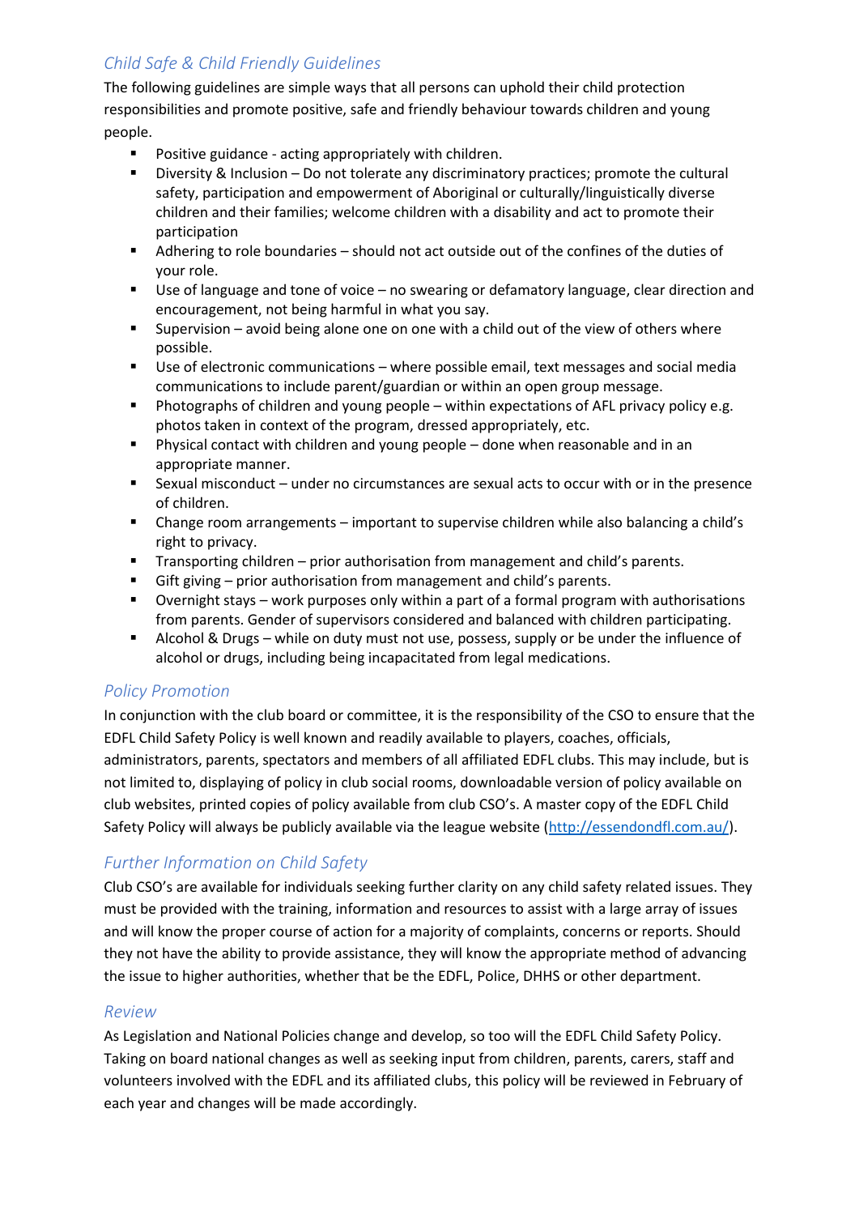## *Child Safe & Child Friendly Guidelines*

The following guidelines are simple ways that all persons can uphold their child protection responsibilities and promote positive, safe and friendly behaviour towards children and young people.

- Positive guidance - acting appropriately with children.
- Diversity & Inclusion – Do not tolerate any discriminatory practices; promote the cultural safety, participation and empowerment of Aboriginal or culturally/linguistically diverse children and their families; welcome children with a disability and act to promote their participation
- Adhering to role boundaries – should not act outside out of the confines of the duties of your role.
- Use of language and tone of voice – no swearing or defamatory language, clear direction and encouragement, not being harmful in what you say.
- Supervision – avoid being alone one on one with a child out of the view of others where possible.
- Use of electronic communications – where possible email, text messages and social media communications to include parent/guardian or within an open group message.
- Photographs of children and young people – within expectations of AFL privacy policy e.g. photos taken in context of the program, dressed appropriately, etc.
- Physical contact with children and young people – done when reasonable and in an appropriate manner.
- Sexual misconduct – under no circumstances are sexual acts to occur with or in the presence of children.
- Change room arrangements – important to supervise children while also balancing a child's right to privacy.
- Transporting children – prior authorisation from management and child's parents.
- Gift giving – prior authorisation from management and child's parents.
- Overnight stays – work purposes only within a part of a formal program with authorisations from parents. Gender of supervisors considered and balanced with children participating.
- Alcohol & Drugs – while on duty must not use, possess, supply or be under the influence of alcohol or drugs, including being incapacitated from legal medications.

## *Policy Promotion*

In conjunction with the club board or committee, it is the responsibility of the CSO to ensure that the EDFL Child Safety Policy is well known and readily available to players, coaches, officials, administrators, parents, spectators and members of all affiliated EDFL clubs. This may include, but is not limited to, displaying of policy in club social rooms, downloadable version of policy available on club websites, printed copies of policy available from club CSO's. A master copy of the EDFL Child Safety Policy will always be publicly available via the league website (http://essendondfl.com.au/).

## *Further Information on Child Safety*

Club CSO's are available for individuals seeking further clarity on any child safety related issues. They must be provided with the training, information and resources to assist with a large array of issues and will know the proper course of action for a majority of complaints, concerns or reports. Should they not have the ability to provide assistance, they will know the appropriate method of advancing the issue to higher authorities, whether that be the EDFL, Police, DHHS or other department.

## *Review*

As Legislation and National Policies change and develop, so too will the EDFL Child Safety Policy. Taking on board national changes as well as seeking input from children, parents, carers, staff and volunteers involved with the EDFL and its affiliated clubs, this policy will be reviewed in February of each year and changes will be made accordingly.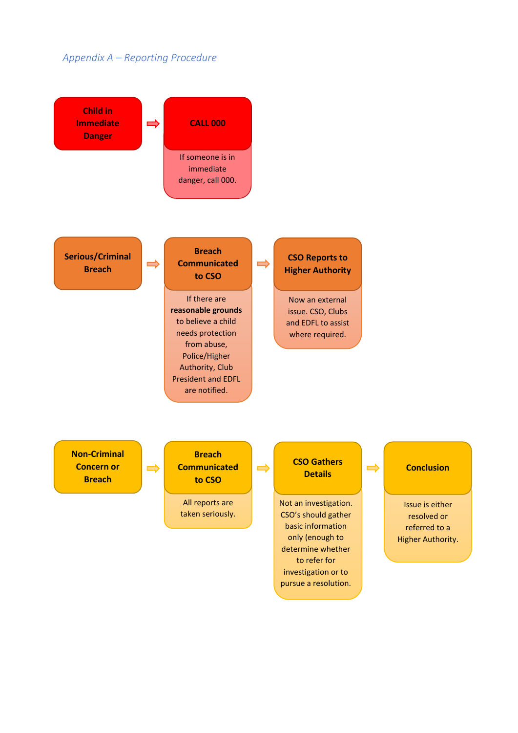*Appendix A – Reporting Procedure*

**Child in Immediate Danger** → **CALL 000**

If someone is in immediate danger, call 000.

**Serious/Criminal Breach** → **Breach Communicated to CSO** → **CSO Reports to Higher Authority**

**Breach Communicated to CSO:** If there are **reasonable grounds** to believe a child needs protection from abuse, Police/Higher Authority, Club President and EDFL are notified.

**CSO Reports to Higher Authority:** Now an external issue. CSO, Clubs and EDFL to assist where required.

**Non-Criminal Concern or Breach** → **Breach Communicated to CSO** → **CSO Gathers Details** → **Conclusion**

**Breach Communicated to CSO:** All reports are taken seriously.

**CSO Gathers Details:** Not an investigation. CSO's should gather basic information only (enough to determine whether to refer for investigation or to pursue a resolution.

**Conclusion:** Issue is either resolved or referred to a Higher Authority.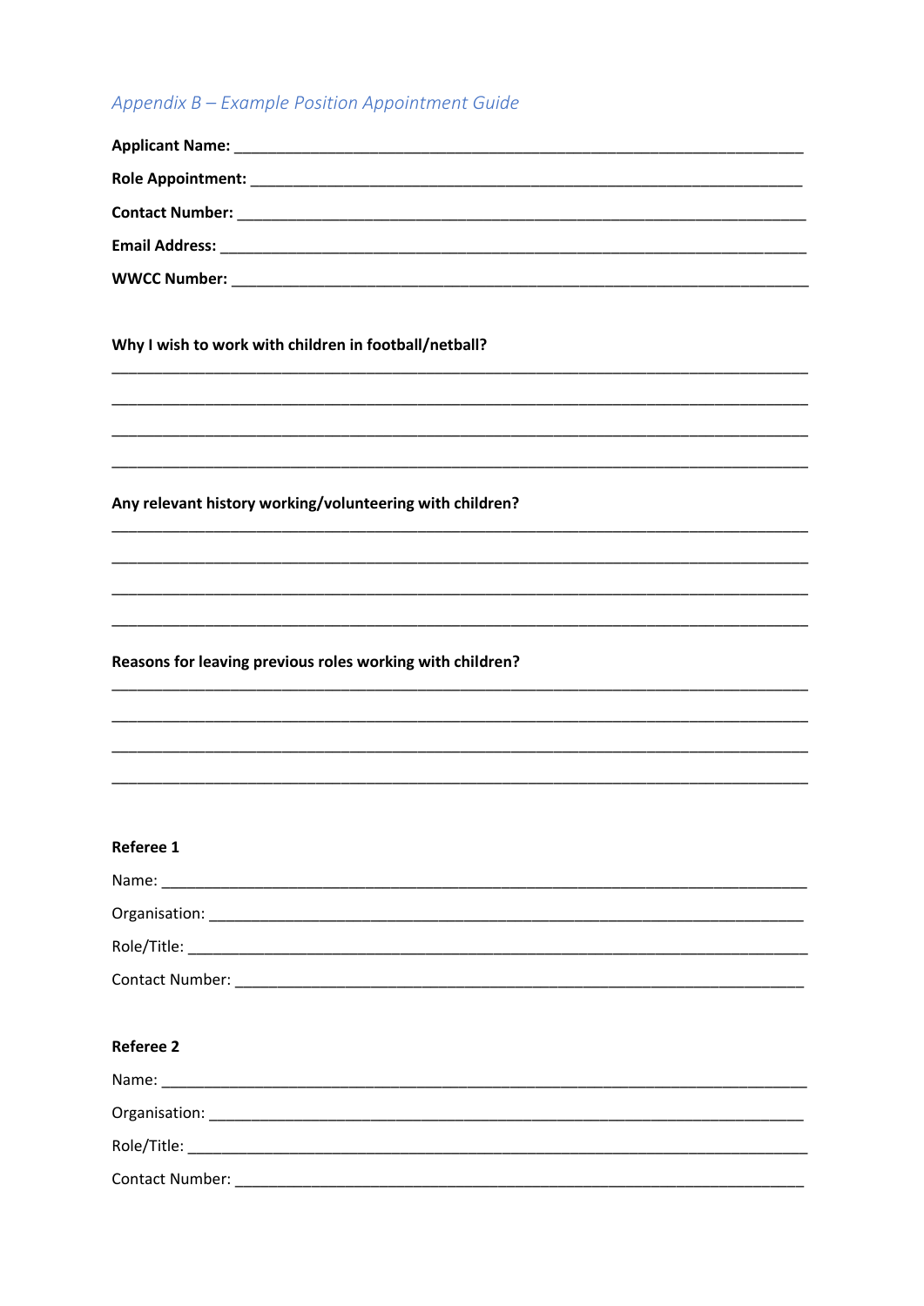## *Appendix B – Example Position Appointment Guide*

**Applicant Name:** ______________________________________________

**Role Appointment:** ______________________________________________

**Contact Number:** ______________________________________________

**Email Address:** ______________________________________________

**WWCC Number:** ______________________________________________

**Why I wish to work with children in football/netball?**

______________________________________________

______________________________________________

______________________________________________

______________________________________________

**Any relevant history working/volunteering with children?**

______________________________________________

______________________________________________

______________________________________________

______________________________________________

**Reasons for leaving previous roles working with children?**

______________________________________________

______________________________________________

______________________________________________

______________________________________________

**Referee 1**

Name: ______________________________________________

Organisation: ______________________________________________

Role/Title: ______________________________________________

Contact Number: ______________________________________________

**Referee 2**

Name: ______________________________________________

Organisation: ______________________________________________

Role/Title: ______________________________________________

Contact Number: ______________________________________________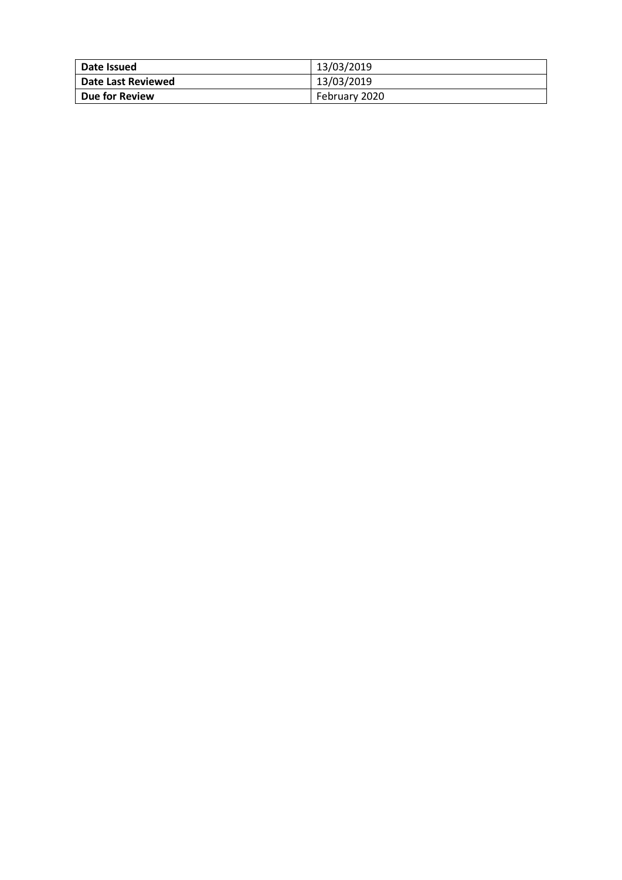| | |
|---|---|
| **Date Issued** | 13/03/2019 |
| **Date Last Reviewed** | 13/03/2019 |
| **Due for Review** | February 2020 |